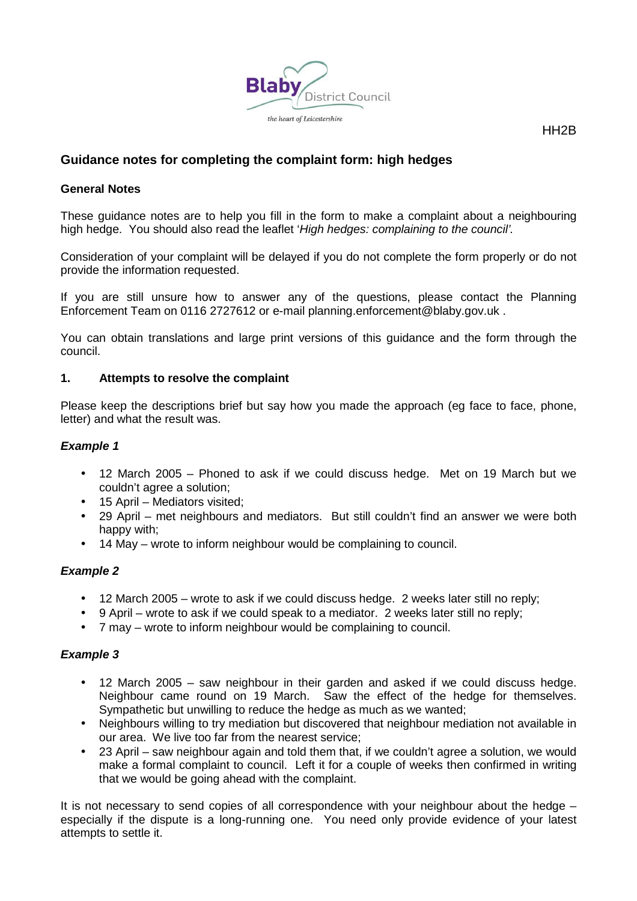HH2B

# Guidance notes for completing the complaint form: high hedges

## General Notes

These guidance notes are to help you fill in the form to make a complaint about a neighbouring high hedge. You should also read the leaflet '*High hedges: complaining to the council'.*

Consideration of your complaint will be delayed if you do not complete the form properly or do not provide the information requested.

If you are still unsure how to answer any of the questions, please contact the Planning Enforcement Team on 0116 2727612 or e-mail planning.enforcement@blaby.gov.uk .

You can obtain translations and large print versions of this guidance and the form through the council.

## 1. Attempts to resolve the complaint

Please keep the descriptions brief but say how you made the approach (eg face to face, phone, letter) and what the result was.

***Example 1***

- 12 March 2005 – Phoned to ask if we could discuss hedge. Met on 19 March but we couldn't agree a solution;
- 15 April – Mediators visited;
- 29 April – met neighbours and mediators. But still couldn't find an answer we were both happy with;
- 14 May – wrote to inform neighbour would be complaining to council.

***Example 2***

- 12 March 2005 – wrote to ask if we could discuss hedge. 2 weeks later still no reply;
- 9 April – wrote to ask if we could speak to a mediator. 2 weeks later still no reply;
- 7 may – wrote to inform neighbour would be complaining to council.

***Example 3***

- 12 March 2005 – saw neighbour in their garden and asked if we could discuss hedge. Neighbour came round on 19 March. Saw the effect of the hedge for themselves. Sympathetic but unwilling to reduce the hedge as much as we wanted;
- Neighbours willing to try mediation but discovered that neighbour mediation not available in our area. We live too far from the nearest service;
- 23 April – saw neighbour again and told them that, if we couldn't agree a solution, we would make a formal complaint to council. Left it for a couple of weeks then confirmed in writing that we would be going ahead with the complaint.

It is not necessary to send copies of all correspondence with your neighbour about the hedge – especially if the dispute is a long-running one. You need only provide evidence of your latest attempts to settle it.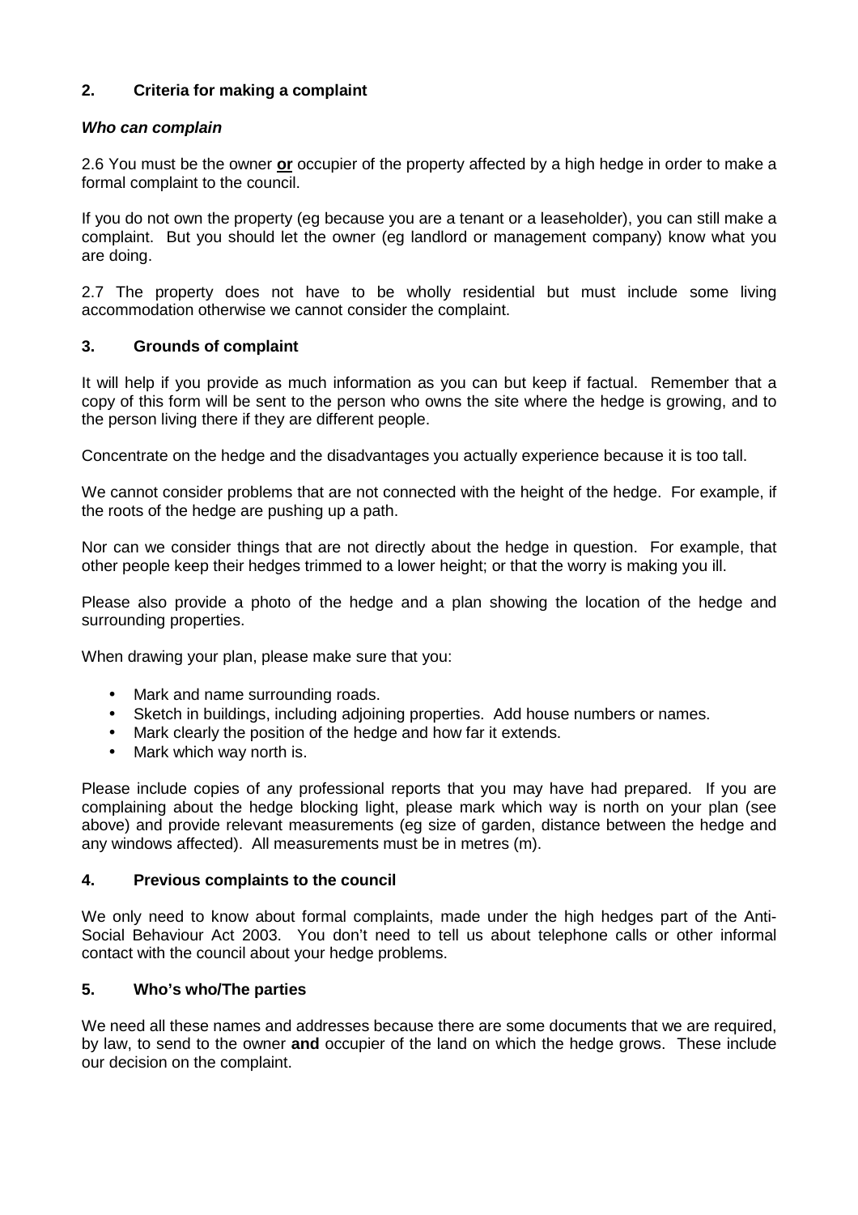## 2. Criteria for making a complaint

***Who can complain***

2.6 You must be the owner **or** occupier of the property affected by a high hedge in order to make a formal complaint to the council.

If you do not own the property (eg because you are a tenant or a leaseholder), you can still make a complaint. But you should let the owner (eg landlord or management company) know what you are doing.

2.7 The property does not have to be wholly residential but must include some living accommodation otherwise we cannot consider the complaint.

## 3. Grounds of complaint

It will help if you provide as much information as you can but keep if factual. Remember that a copy of this form will be sent to the person who owns the site where the hedge is growing, and to the person living there if they are different people.

Concentrate on the hedge and the disadvantages you actually experience because it is too tall.

We cannot consider problems that are not connected with the height of the hedge. For example, if the roots of the hedge are pushing up a path.

Nor can we consider things that are not directly about the hedge in question. For example, that other people keep their hedges trimmed to a lower height; or that the worry is making you ill.

Please also provide a photo of the hedge and a plan showing the location of the hedge and surrounding properties.

When drawing your plan, please make sure that you:

- Mark and name surrounding roads.
- Sketch in buildings, including adjoining properties. Add house numbers or names.
- Mark clearly the position of the hedge and how far it extends.
- Mark which way north is.

Please include copies of any professional reports that you may have had prepared. If you are complaining about the hedge blocking light, please mark which way is north on your plan (see above) and provide relevant measurements (eg size of garden, distance between the hedge and any windows affected). All measurements must be in metres (m).

## 4. Previous complaints to the council

We only need to know about formal complaints, made under the high hedges part of the Anti-Social Behaviour Act 2003. You don't need to tell us about telephone calls or other informal contact with the council about your hedge problems.

## 5. Who's who/The parties

We need all these names and addresses because there are some documents that we are required, by law, to send to the owner **and** occupier of the land on which the hedge grows. These include our decision on the complaint.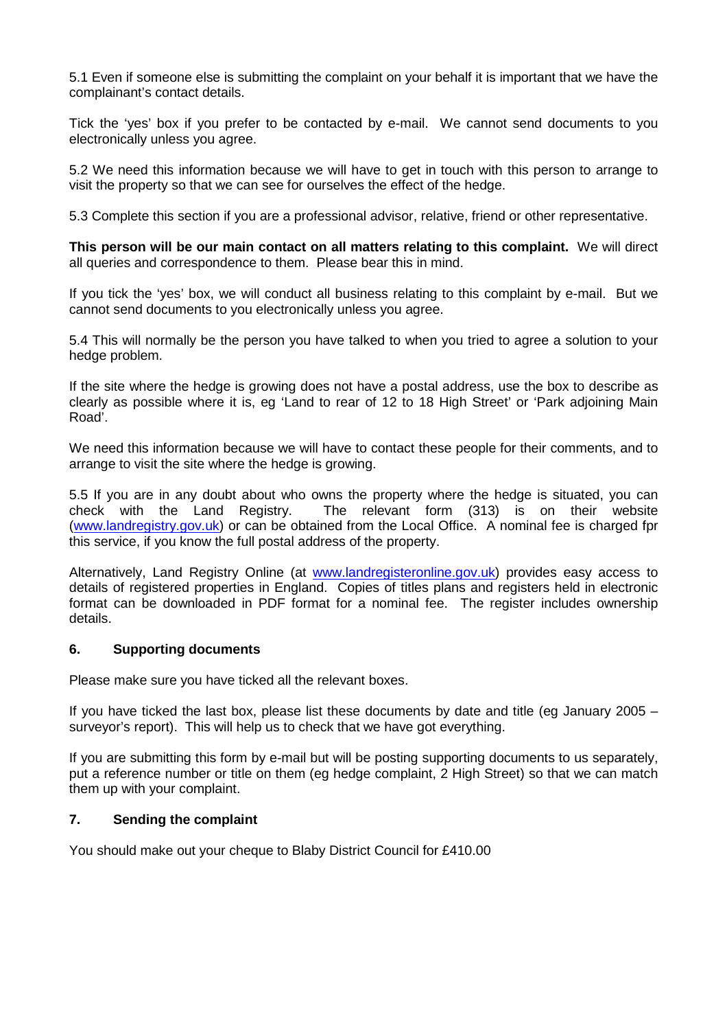5.1 Even if someone else is submitting the complaint on your behalf it is important that we have the complainant's contact details.

Tick the 'yes' box if you prefer to be contacted by e-mail. We cannot send documents to you electronically unless you agree.

5.2 We need this information because we will have to get in touch with this person to arrange to visit the property so that we can see for ourselves the effect of the hedge.

5.3 Complete this section if you are a professional advisor, relative, friend or other representative.

**This person will be our main contact on all matters relating to this complaint.** We will direct all queries and correspondence to them. Please bear this in mind.

If you tick the 'yes' box, we will conduct all business relating to this complaint by e-mail. But we cannot send documents to you electronically unless you agree.

5.4 This will normally be the person you have talked to when you tried to agree a solution to your hedge problem.

If the site where the hedge is growing does not have a postal address, use the box to describe as clearly as possible where it is, eg 'Land to rear of 12 to 18 High Street' or 'Park adjoining Main Road'.

We need this information because we will have to contact these people for their comments, and to arrange to visit the site where the hedge is growing.

5.5 If you are in any doubt about who owns the property where the hedge is situated, you can check with the Land Registry. The relevant form (313) is on their website ([www.landregistry.gov.uk](http://www.landregistry.gov.uk)) or can be obtained from the Local Office. A nominal fee is charged fpr this service, if you know the full postal address of the property.

Alternatively, Land Registry Online (at [www.landregisteronline.gov.uk](http://www.landregisteronline.gov.uk)) provides easy access to details of registered properties in England. Copies of titles plans and registers held in electronic format can be downloaded in PDF format for a nominal fee. The register includes ownership details.

## 6. Supporting documents

Please make sure you have ticked all the relevant boxes.

If you have ticked the last box, please list these documents by date and title (eg January 2005 – surveyor's report). This will help us to check that we have got everything.

If you are submitting this form by e-mail but will be posting supporting documents to us separately, put a reference number or title on them (eg hedge complaint, 2 High Street) so that we can match them up with your complaint.

## 7. Sending the complaint

You should make out your cheque to Blaby District Council for £410.00